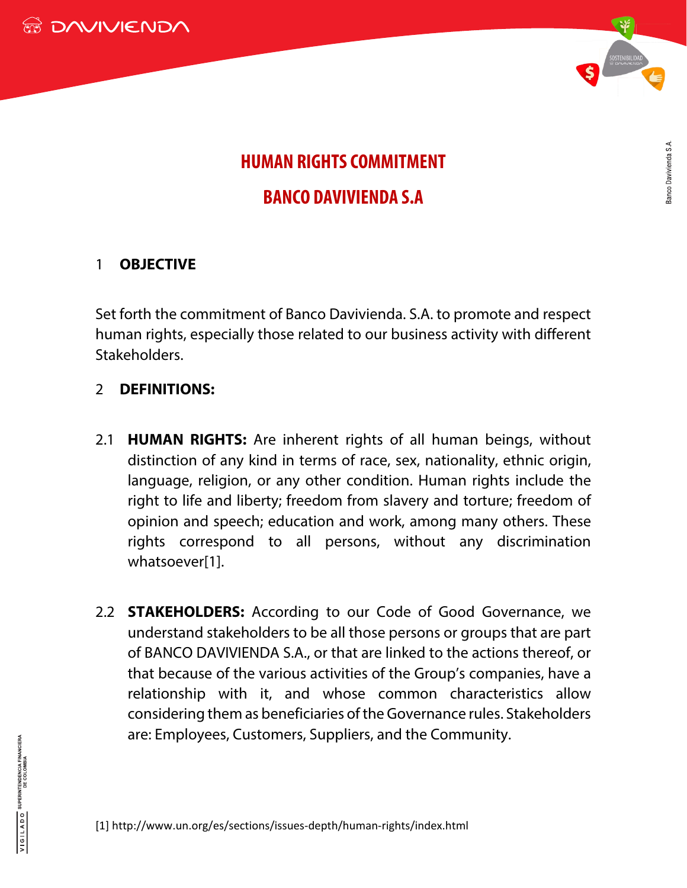# HUMAN RIGHTS COMMITMENT

# BANCO DAVIVIENDA S.A

## 1 OBJECTIVE

Set forth the commitment of Banco Davivienda. S.A. to promote and respect human rights, especially those related to our business activity with different Stakeholders.

## 2 DEFINITIONS:

2.1 **HUMAN RIGHTS:** Are inherent rights of all human beings, without distinction of any kind in terms of race, sex, nationality, ethnic origin, language, religion, or any other condition. Human rights include the right to life and liberty; freedom from slavery and torture; freedom of opinion and speech; education and work, among many others. These rights correspond to all persons, without any discrimination whatsoever[1].

2.2 **STAKEHOLDERS:** According to our Code of Good Governance, we understand stakeholders to be all those persons or groups that are part of BANCO DAVIVIENDA S.A., or that are linked to the actions thereof, or that because of the various activities of the Group's companies, have a relationship with it, and whose common characteristics allow considering them as beneficiaries of the Governance rules. Stakeholders are: Employees, Customers, Suppliers, and the Community.

[1] http://www.un.org/es/sections/issues-depth/human-rights/index.html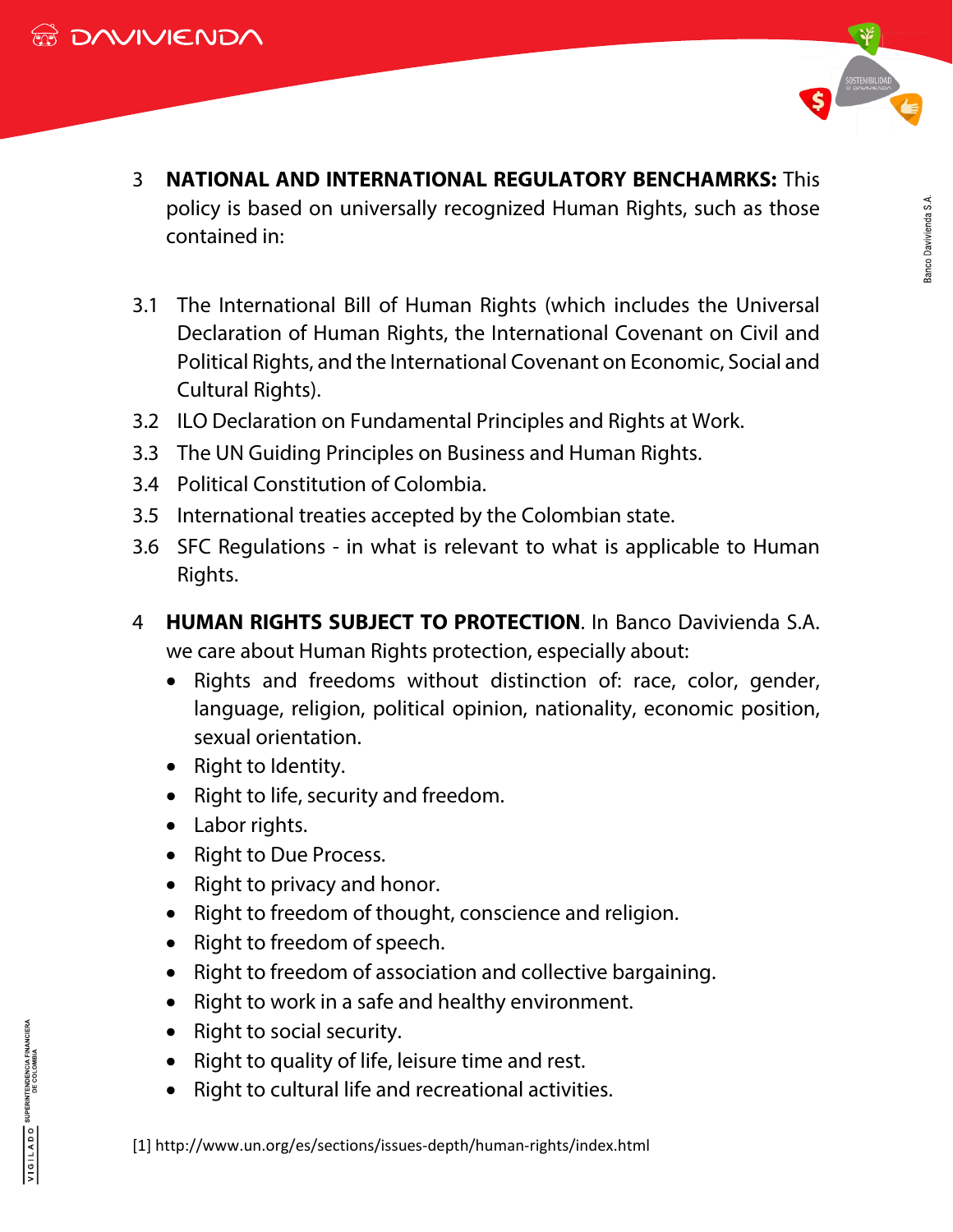3 **NATIONAL AND INTERNATIONAL REGULATORY BENCHAMRKS:** This policy is based on universally recognized Human Rights, such as those contained in:

3.1 The International Bill of Human Rights (which includes the Universal Declaration of Human Rights, the International Covenant on Civil and Political Rights, and the International Covenant on Economic, Social and Cultural Rights).

3.2 ILO Declaration on Fundamental Principles and Rights at Work.

3.3 The UN Guiding Principles on Business and Human Rights.

3.4 Political Constitution of Colombia.

3.5 International treaties accepted by the Colombian state.

3.6 SFC Regulations - in what is relevant to what is applicable to Human Rights.

4 **HUMAN RIGHTS SUBJECT TO PROTECTION**. In Banco Davivienda S.A. we care about Human Rights protection, especially about:

- Rights and freedoms without distinction of: race, color, gender, language, religion, political opinion, nationality, economic position, sexual orientation.
- Right to Identity.
- Right to life, security and freedom.
- Labor rights.
- Right to Due Process.
- Right to privacy and honor.
- Right to freedom of thought, conscience and religion.
- Right to freedom of speech.
- Right to freedom of association and collective bargaining.
- Right to work in a safe and healthy environment.
- Right to social security.
- Right to quality of life, leisure time and rest.
- Right to cultural life and recreational activities.

[1] http://www.un.org/es/sections/issues-depth/human-rights/index.html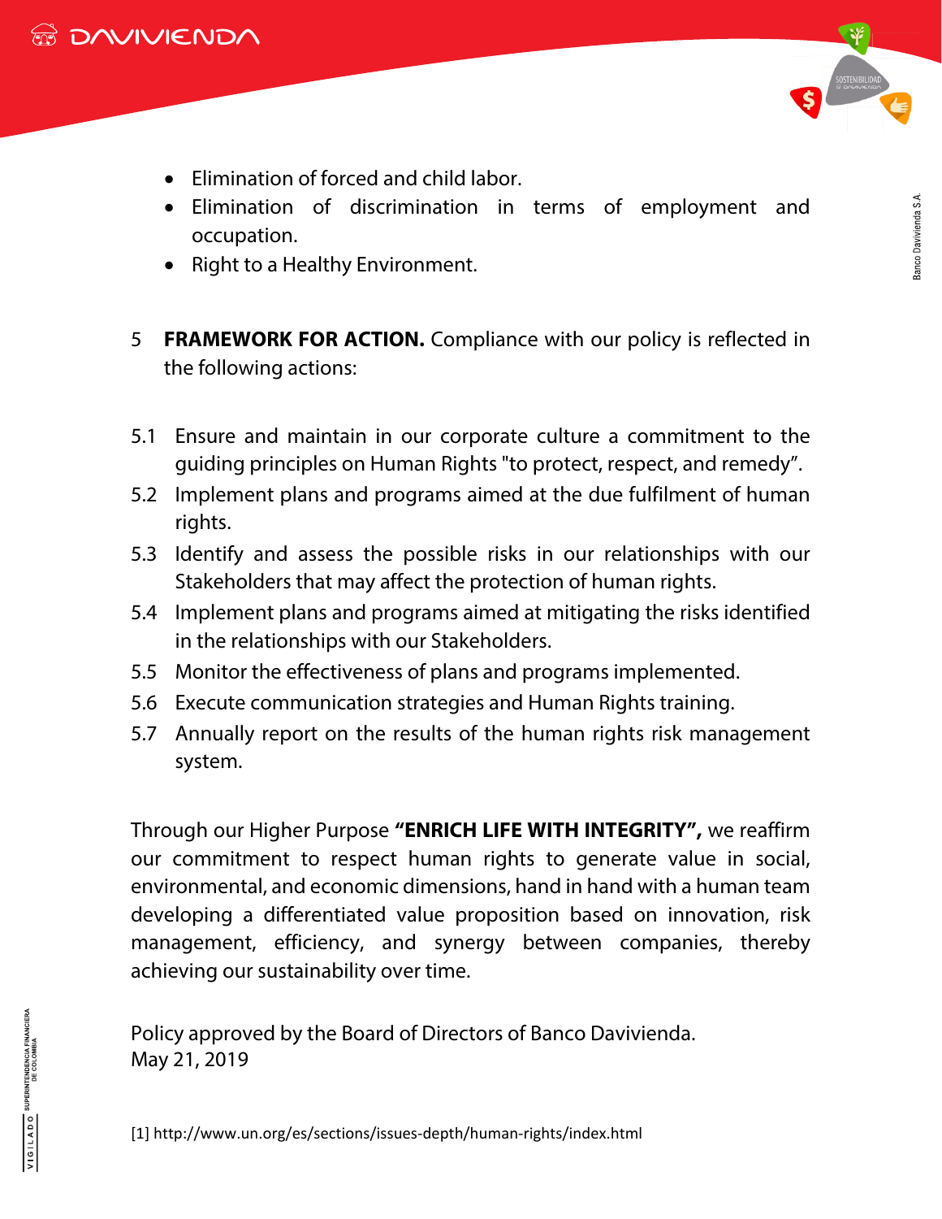- Elimination of forced and child labor.
- Elimination of discrimination in terms of employment and occupation.
- Right to a Healthy Environment.

5 **FRAMEWORK FOR ACTION.** Compliance with our policy is reflected in the following actions:

5.1 Ensure and maintain in our corporate culture a commitment to the guiding principles on Human Rights "to protect, respect, and remedy".

5.2 Implement plans and programs aimed at the due fulfilment of human rights.

5.3 Identify and assess the possible risks in our relationships with our Stakeholders that may affect the protection of human rights.

5.4 Implement plans and programs aimed at mitigating the risks identified in the relationships with our Stakeholders.

5.5 Monitor the effectiveness of plans and programs implemented.

5.6 Execute communication strategies and Human Rights training.

5.7 Annually report on the results of the human rights risk management system.

Through our Higher Purpose **"ENRICH LIFE WITH INTEGRITY",** we reaffirm our commitment to respect human rights to generate value in social, environmental, and economic dimensions, hand in hand with a human team developing a differentiated value proposition based on innovation, risk management, efficiency, and synergy between companies, thereby achieving our sustainability over time.

Policy approved by the Board of Directors of Banco Davivienda.
May 21, 2019

[1] http://www.un.org/es/sections/issues-depth/human-rights/index.html